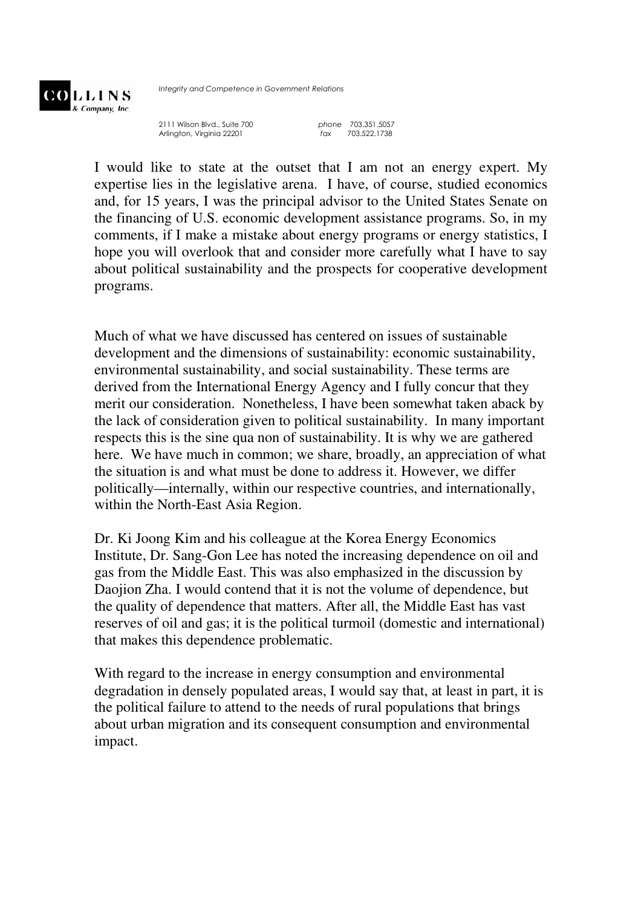**COLLINS**
*& Company, Inc.*

*Integrity and Competence in Government Relations*

2111 Wilson Blvd., Suite 700
Arlington, Virginia 22201

*phone* 703.351.5057
*fax* 703.522.1738

I would like to state at the outset that I am not an energy expert. My expertise lies in the legislative arena. I have, of course, studied economics and, for 15 years, I was the principal advisor to the United States Senate on the financing of U.S. economic development assistance programs. So, in my comments, if I make a mistake about energy programs or energy statistics, I hope you will overlook that and consider more carefully what I have to say about political sustainability and the prospects for cooperative development programs.

Much of what we have discussed has centered on issues of sustainable development and the dimensions of sustainability: economic sustainability, environmental sustainability, and social sustainability. These terms are derived from the International Energy Agency and I fully concur that they merit our consideration. Nonetheless, I have been somewhat taken aback by the lack of consideration given to political sustainability. In many important respects this is the sine qua non of sustainability. It is why we are gathered here. We have much in common; we share, broadly, an appreciation of what the situation is and what must be done to address it. However, we differ politically—internally, within our respective countries, and internationally, within the North-East Asia Region.

Dr. Ki Joong Kim and his colleague at the Korea Energy Economics Institute, Dr. Sang-Gon Lee has noted the increasing dependence on oil and gas from the Middle East. This was also emphasized in the discussion by Daojion Zha. I would contend that it is not the volume of dependence, but the quality of dependence that matters. After all, the Middle East has vast reserves of oil and gas; it is the political turmoil (domestic and international) that makes this dependence problematic.

With regard to the increase in energy consumption and environmental degradation in densely populated areas, I would say that, at least in part, it is the political failure to attend to the needs of rural populations that brings about urban migration and its consequent consumption and environmental impact.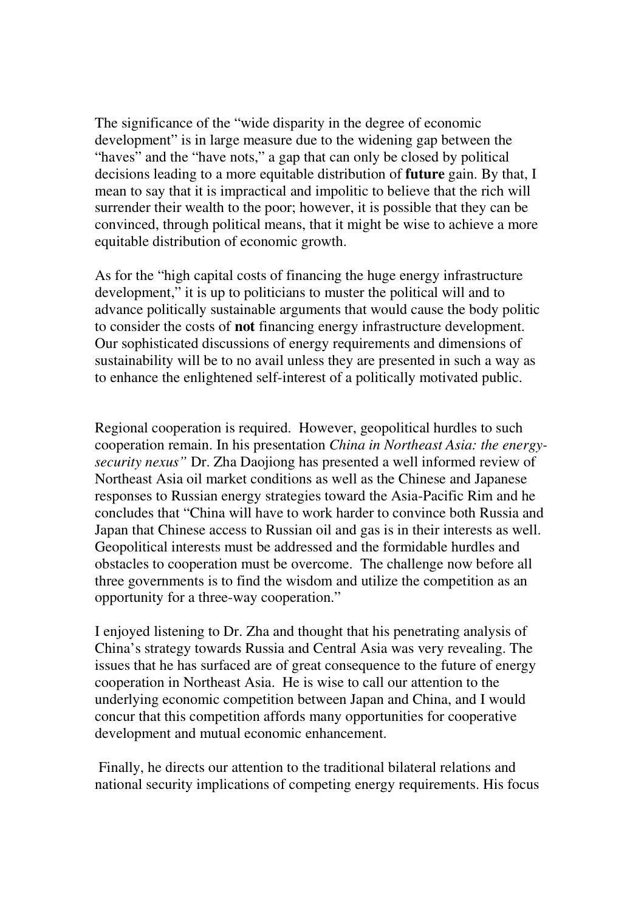The significance of the “wide disparity in the degree of economic development” is in large measure due to the widening gap between the “haves” and the “have nots,” a gap that can only be closed by political decisions leading to a more equitable distribution of **future** gain. By that, I mean to say that it is impractical and impolitic to believe that the rich will surrender their wealth to the poor; however, it is possible that they can be convinced, through political means, that it might be wise to achieve a more equitable distribution of economic growth.

As for the “high capital costs of financing the huge energy infrastructure development,” it is up to politicians to muster the political will and to advance politically sustainable arguments that would cause the body politic to consider the costs of **not** financing energy infrastructure development. Our sophisticated discussions of energy requirements and dimensions of sustainability will be to no avail unless they are presented in such a way as to enhance the enlightened self-interest of a politically motivated public.

Regional cooperation is required. However, geopolitical hurdles to such cooperation remain. In his presentation *China in Northeast Asia: the energy-security nexus”* Dr. Zha Daojiong has presented a well informed review of Northeast Asia oil market conditions as well as the Chinese and Japanese responses to Russian energy strategies toward the Asia-Pacific Rim and he concludes that “China will have to work harder to convince both Russia and Japan that Chinese access to Russian oil and gas is in their interests as well. Geopolitical interests must be addressed and the formidable hurdles and obstacles to cooperation must be overcome. The challenge now before all three governments is to find the wisdom and utilize the competition as an opportunity for a three-way cooperation.”

I enjoyed listening to Dr. Zha and thought that his penetrating analysis of China’s strategy towards Russia and Central Asia was very revealing. The issues that he has surfaced are of great consequence to the future of energy cooperation in Northeast Asia. He is wise to call our attention to the underlying economic competition between Japan and China, and I would concur that this competition affords many opportunities for cooperative development and mutual economic enhancement.

Finally, he directs our attention to the traditional bilateral relations and national security implications of competing energy requirements. His focus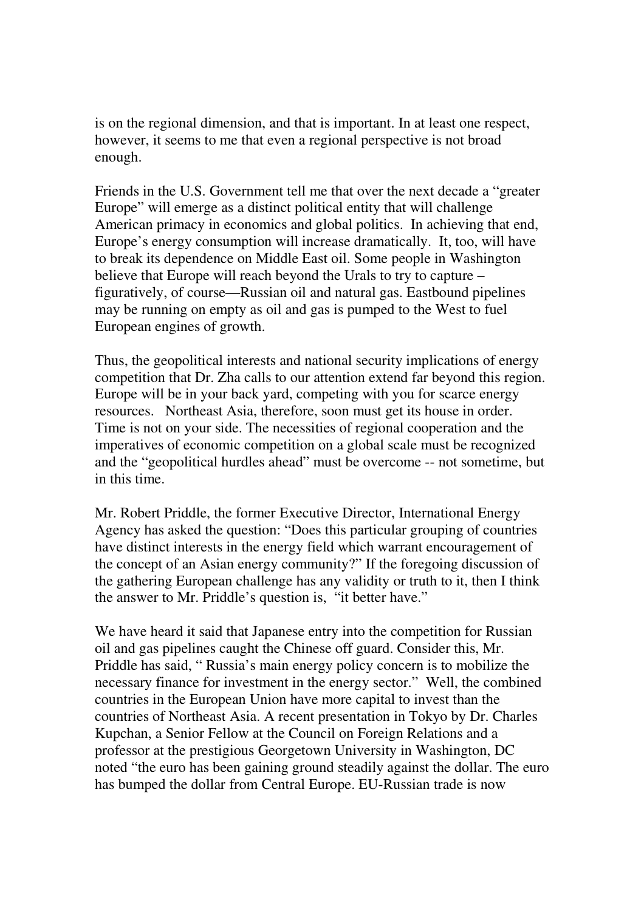is on the regional dimension, and that is important. In at least one respect, however, it seems to me that even a regional perspective is not broad enough.

Friends in the U.S. Government tell me that over the next decade a "greater Europe" will emerge as a distinct political entity that will challenge American primacy in economics and global politics. In achieving that end, Europe's energy consumption will increase dramatically. It, too, will have to break its dependence on Middle East oil. Some people in Washington believe that Europe will reach beyond the Urals to try to capture – figuratively, of course—Russian oil and natural gas. Eastbound pipelines may be running on empty as oil and gas is pumped to the West to fuel European engines of growth.

Thus, the geopolitical interests and national security implications of energy competition that Dr. Zha calls to our attention extend far beyond this region. Europe will be in your back yard, competing with you for scarce energy resources. Northeast Asia, therefore, soon must get its house in order. Time is not on your side. The necessities of regional cooperation and the imperatives of economic competition on a global scale must be recognized and the "geopolitical hurdles ahead" must be overcome -- not sometime, but in this time.

Mr. Robert Priddle, the former Executive Director, International Energy Agency has asked the question: "Does this particular grouping of countries have distinct interests in the energy field which warrant encouragement of the concept of an Asian energy community?" If the foregoing discussion of the gathering European challenge has any validity or truth to it, then I think the answer to Mr. Priddle's question is, "it better have."

We have heard it said that Japanese entry into the competition for Russian oil and gas pipelines caught the Chinese off guard. Consider this, Mr. Priddle has said, " Russia's main energy policy concern is to mobilize the necessary finance for investment in the energy sector." Well, the combined countries in the European Union have more capital to invest than the countries of Northeast Asia. A recent presentation in Tokyo by Dr. Charles Kupchan, a Senior Fellow at the Council on Foreign Relations and a professor at the prestigious Georgetown University in Washington, DC noted "the euro has been gaining ground steadily against the dollar. The euro has bumped the dollar from Central Europe. EU-Russian trade is now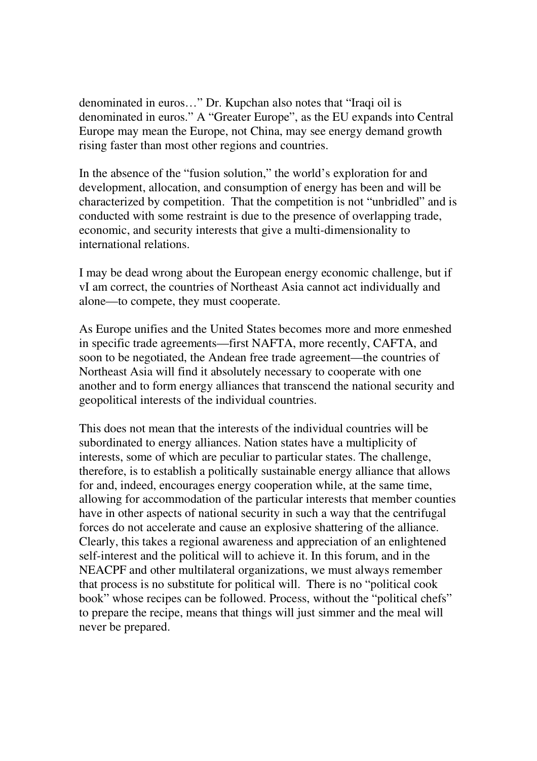denominated in euros…" Dr. Kupchan also notes that "Iraqi oil is denominated in euros." A "Greater Europe", as the EU expands into Central Europe may mean the Europe, not China, may see energy demand growth rising faster than most other regions and countries.

In the absence of the "fusion solution," the world's exploration for and development, allocation, and consumption of energy has been and will be characterized by competition. That the competition is not "unbridled" and is conducted with some restraint is due to the presence of overlapping trade, economic, and security interests that give a multi-dimensionality to international relations.

I may be dead wrong about the European energy economic challenge, but if vI am correct, the countries of Northeast Asia cannot act individually and alone—to compete, they must cooperate.

As Europe unifies and the United States becomes more and more enmeshed in specific trade agreements—first NAFTA, more recently, CAFTA, and soon to be negotiated, the Andean free trade agreement—the countries of Northeast Asia will find it absolutely necessary to cooperate with one another and to form energy alliances that transcend the national security and geopolitical interests of the individual countries.

This does not mean that the interests of the individual countries will be subordinated to energy alliances. Nation states have a multiplicity of interests, some of which are peculiar to particular states. The challenge, therefore, is to establish a politically sustainable energy alliance that allows for and, indeed, encourages energy cooperation while, at the same time, allowing for accommodation of the particular interests that member counties have in other aspects of national security in such a way that the centrifugal forces do not accelerate and cause an explosive shattering of the alliance. Clearly, this takes a regional awareness and appreciation of an enlightened self-interest and the political will to achieve it. In this forum, and in the NEACPF and other multilateral organizations, we must always remember that process is no substitute for political will. There is no "political cook book" whose recipes can be followed. Process, without the "political chefs" to prepare the recipe, means that things will just simmer and the meal will never be prepared.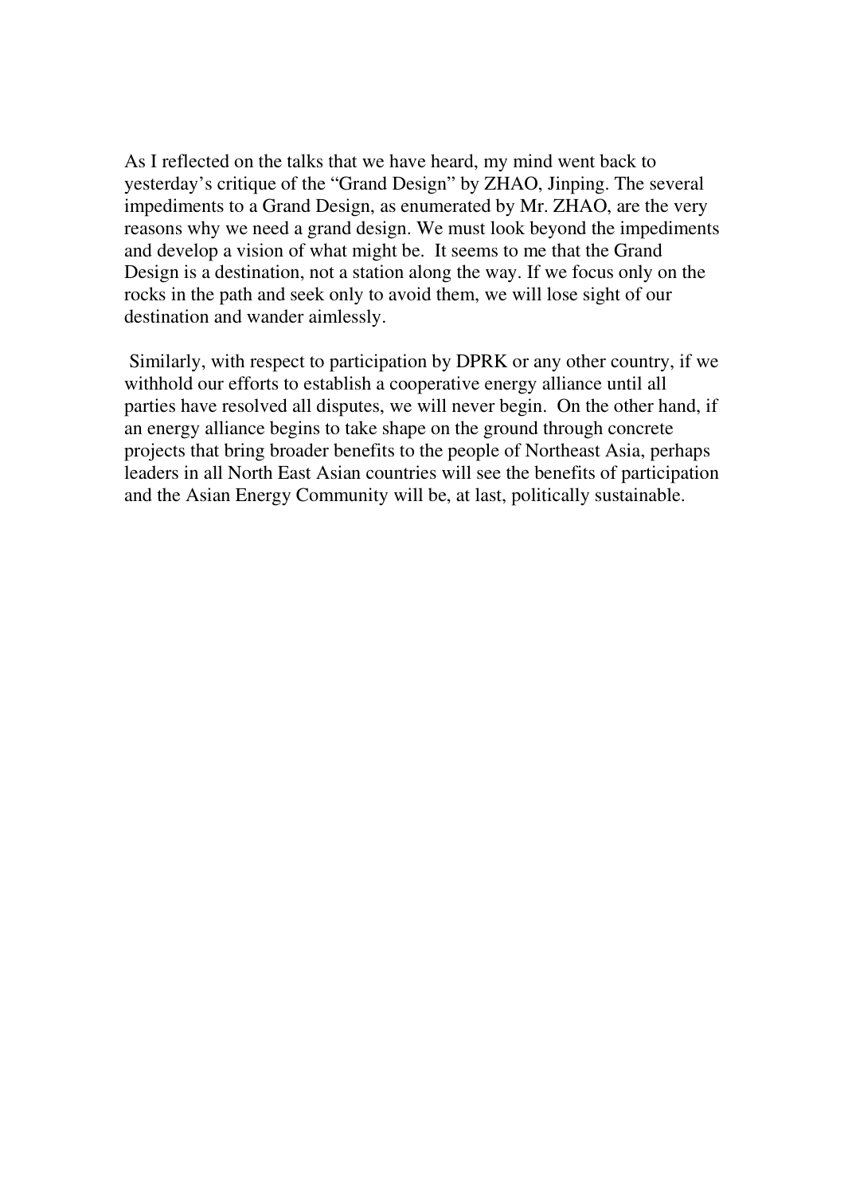As I reflected on the talks that we have heard, my mind went back to yesterday's critique of the "Grand Design" by ZHAO, Jinping. The several impediments to a Grand Design, as enumerated by Mr. ZHAO, are the very reasons why we need a grand design. We must look beyond the impediments and develop a vision of what might be. It seems to me that the Grand Design is a destination, not a station along the way. If we focus only on the rocks in the path and seek only to avoid them, we will lose sight of our destination and wander aimlessly.

Similarly, with respect to participation by DPRK or any other country, if we withhold our efforts to establish a cooperative energy alliance until all parties have resolved all disputes, we will never begin. On the other hand, if an energy alliance begins to take shape on the ground through concrete projects that bring broader benefits to the people of Northeast Asia, perhaps leaders in all North East Asian countries will see the benefits of participation and the Asian Energy Community will be, at last, politically sustainable.